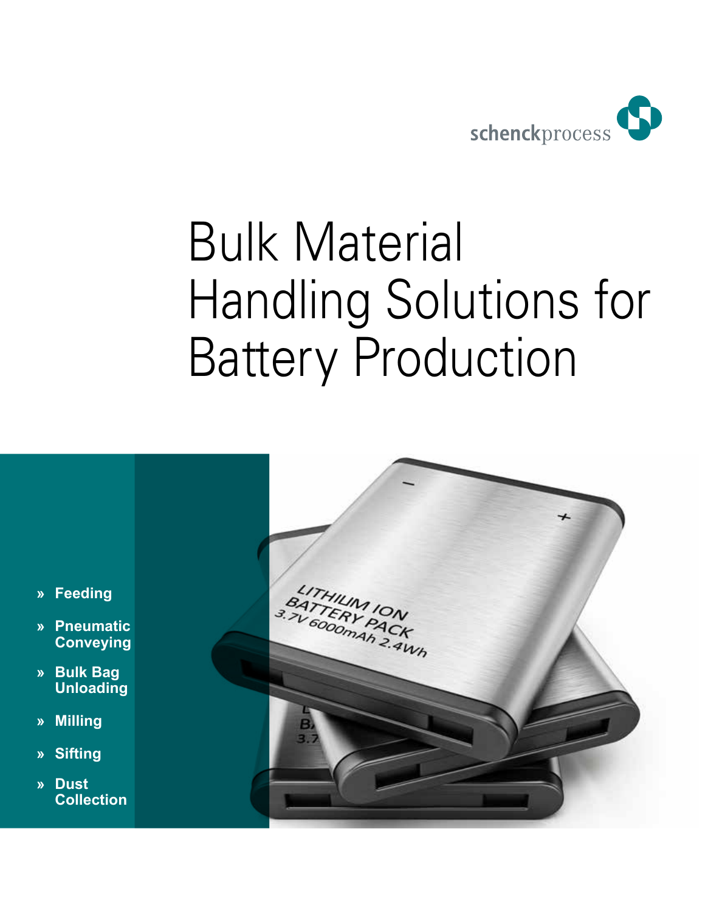schenckprocess

# Bulk Material Handling Solutions for Battery Production

- » **Feeding**
- » **Pneumatic Conveying**
- » **Bulk Bag Unloading**
- » **Milling**
- » **Sifting**
- » **Dust Collection**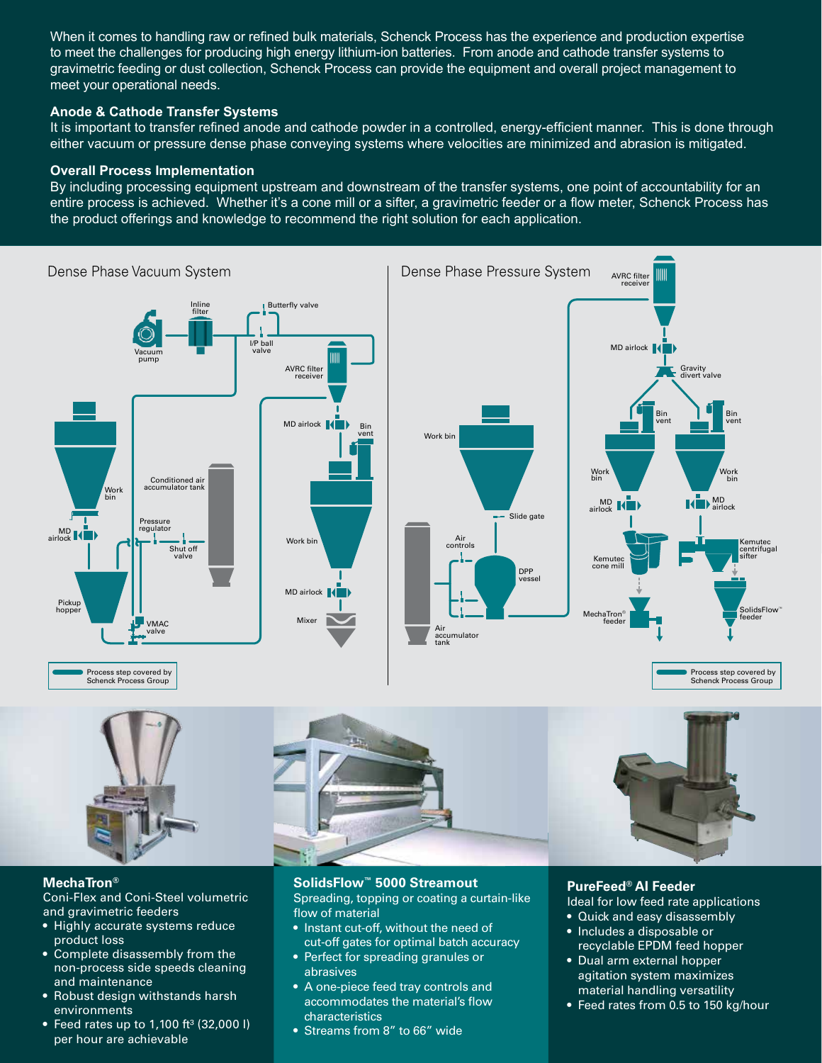When it comes to handling raw or refined bulk materials, Schenck Process has the experience and production expertise to meet the challenges for producing high energy lithium-ion batteries. From anode and cathode transfer systems to gravimetric feeding or dust collection, Schenck Process can provide the equipment and overall project management to meet your operational needs.

### Anode & Cathode Transfer Systems

It is important to transfer refined anode and cathode powder in a controlled, energy-efficient manner. This is done through either vacuum or pressure dense phase conveying systems where velocities are minimized and abrasion is mitigated.

### Overall Process Implementation

By including processing equipment upstream and downstream of the transfer systems, one point of accountability for an entire process is achieved. Whether it's a cone mill or a sifter, a gravimetric feeder or a flow meter, Schenck Process has the product offerings and knowledge to recommend the right solution for each application.

Dense Phase Vacuum System

Vacuum pump, Inline filter, Butterfly valve, I/P ball valve, AVRC filter receiver, MD airlock, Bin vent, Work bin, Conditioned air accumulator tank, Pressure regulator, Shut off valve, MD airlock, Pickup hopper, VMAC valve, Work bin, MD airlock, Mixer

Process step covered by Schenck Process Group

Dense Phase Pressure System

AVRC filter receiver, MD airlock, Gravity divert valve, Bin vent, Bin vent, Work bin, Work bin, Work bin, MD airlock, MD airlock, Slide gate, Air controls, DPP vessel, Kemutec cone mill, Kemutec centrifugal sifter, MechaTron® feeder, SolidsFlow™ feeder, Air accumulator tank

Process step covered by Schenck Process Group

### MechaTron®

Coni-Flex and Coni-Steel volumetric and gravimetric feeders

- Highly accurate systems reduce product loss
- Complete disassembly from the non-process side speeds cleaning and maintenance
- Robust design withstands harsh environments
- Feed rates up to 1,100 ft³ (32,000 l) per hour are achievable

### SolidsFlow™ 5000 Streamout

Spreading, topping or coating a curtain-like flow of material

- Instant cut-off, without the need of cut-off gates for optimal batch accuracy
- Perfect for spreading granules or abrasives
- A one-piece feed tray controls and accommodates the material's flow characteristics
- Streams from 8" to 66" wide

### PureFeed® AI Feeder

Ideal for low feed rate applications

- Quick and easy disassembly
- Includes a disposable or recyclable EPDM feed hopper
- Dual arm external hopper agitation system maximizes material handling versatility
- Feed rates from 0.5 to 150 kg/hour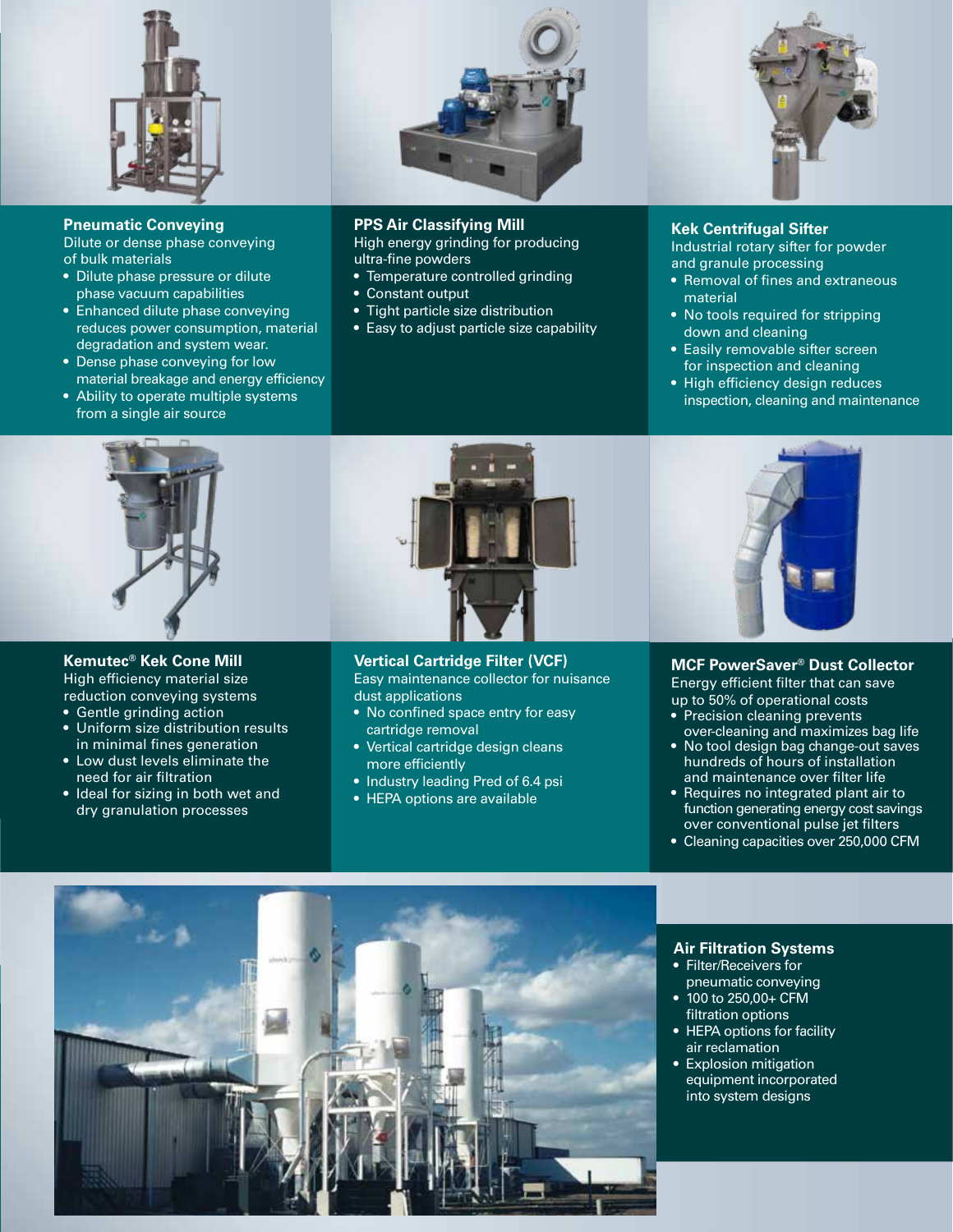## Pneumatic Conveying

Dilute or dense phase conveying of bulk materials

- Dilute phase pressure or dilute phase vacuum capabilities
- Enhanced dilute phase conveying reduces power consumption, material degradation and system wear.
- Dense phase conveying for low material breakage and energy efficiency
- Ability to operate multiple systems from a single air source

## PPS Air Classifying Mill

High energy grinding for producing ultra-fine powders

- Temperature controlled grinding
- Constant output
- Tight particle size distribution
- Easy to adjust particle size capability

## Kek Centrifugal Sifter

Industrial rotary sifter for powder and granule processing

- Removal of fines and extraneous material
- No tools required for stripping down and cleaning
- Easily removable sifter screen for inspection and cleaning
- High efficiency design reduces inspection, cleaning and maintenance

## Kemutec® Kek Cone Mill

High efficiency material size reduction conveying systems

- Gentle grinding action
- Uniform size distribution results in minimal fines generation
- Low dust levels eliminate the need for air filtration
- Ideal for sizing in both wet and dry granulation processes

## Vertical Cartridge Filter (VCF)

Easy maintenance collector for nuisance dust applications

- No confined space entry for easy cartridge removal
- Vertical cartridge design cleans more efficiently
- Industry leading Pred of 6.4 psi
- HEPA options are available

## MCF PowerSaver® Dust Collector

Energy efficient filter that can save up to 50% of operational costs

- Precision cleaning prevents over-cleaning and maximizes bag life
- No tool design bag change-out saves hundreds of hours of installation and maintenance over filter life
- Requires no integrated plant air to function generating energy cost savings over conventional pulse jet filters
- Cleaning capacities over 250,000 CFM

## Air Filtration Systems

- Filter/Receivers for pneumatic conveying
- 100 to 250,00+ CFM filtration options
- HEPA options for facility air reclamation
- Explosion mitigation equipment incorporated into system designs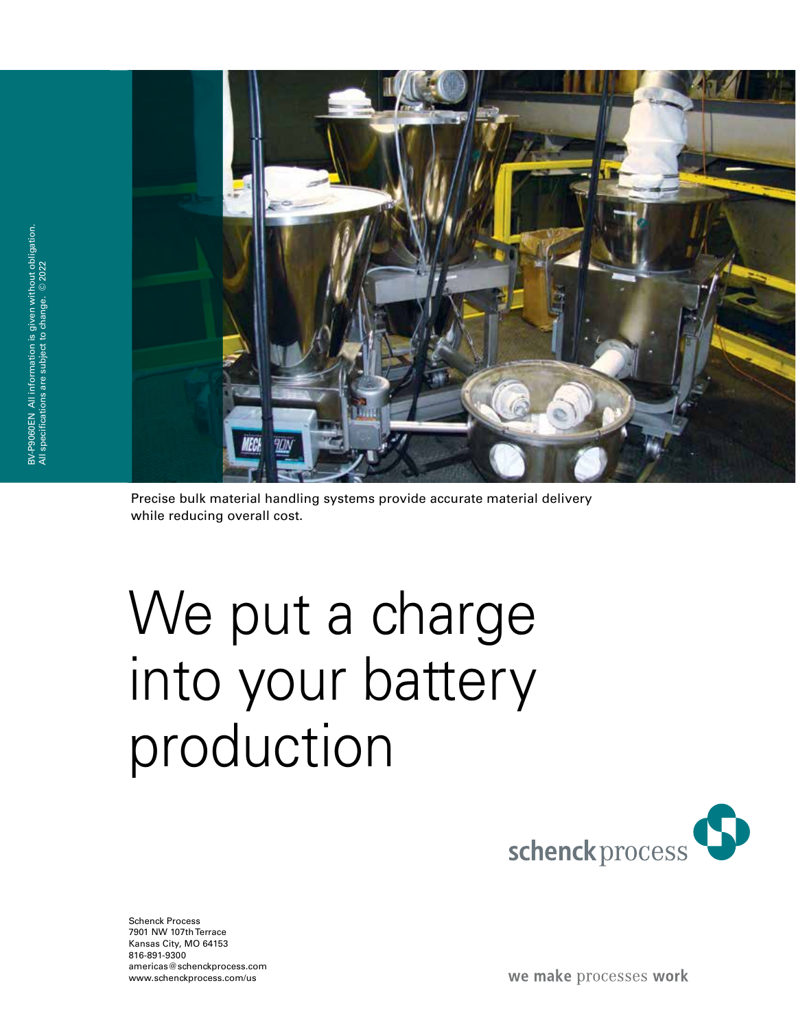BV-P9060EN All information is given without obligation.
All specifications are subject to change. © 2022

Precise bulk material handling systems provide accurate material delivery while reducing overall cost.

# We put a charge into your battery production

schenck process

Schenck Process
7901 NW 107th Terrace
Kansas City, MO 64153
816-891-9300
americas@schenckprocess.com
www.schenckprocess.com/us

we make processes work